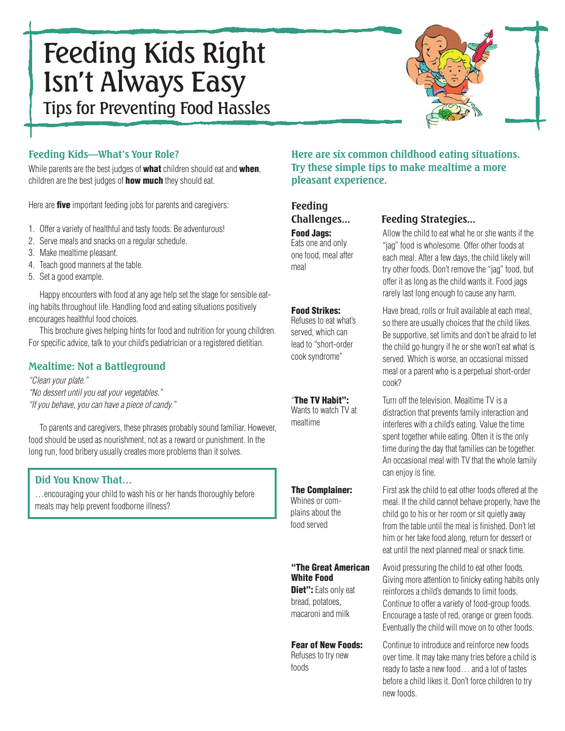# Feeding Kids Right Isn't Always Easy

## Tips for Preventing Food Hassles

### Feeding Kids—What's Your Role?

While parents are the best judges of **what** children should eat and **when**, children are the best judges of **how much** they should eat.

Here are **five** important feeding jobs for parents and caregivers:

1. Offer a variety of healthful and tasty foods. Be adventurous!
2. Serve meals and snacks on a regular schedule.
3. Make mealtime pleasant.
4. Teach good manners at the table.
5. Set a good example.

Happy encounters with food at any age help set the stage for sensible eating habits throughout life. Handling food and eating situations positively encourages healthful food choices.

This brochure gives helping hints for food and nutrition for young children. For specific advice, talk to your child's pediatrician or a registered dietitian.

### Mealtime: Not a Battleground

*"Clean your plate."*
*"No dessert until you eat your vegetables."*
*"If you behave, you can have a piece of candy."*

To parents and caregivers, these phrases probably sound familiar. However, food should be used as nourishment, not as a reward or punishment. In the long run, food bribery usually creates more problems than it solves.

### Did You Know That…

…encouraging your child to wash his or her hands thoroughly before meals may help prevent foodborne illness?

### Here are six common childhood eating situations. Try these simple tips to make mealtime a more pleasant experience.

| Feeding Challenges… | Feeding Strategies… |
|---|---|
| **Food Jags:** Eats one and only one food, meal after meal | Allow the child to eat what he or she wants if the "jag" food is wholesome. Offer other foods at each meal. After a few days, the child likely will try other foods. Don't remove the "jag" food, but offer it as long as the child wants it. Food jags rarely last long enough to cause any harm. |
| **Food Strikes:** Refuses to eat what's served, which can lead to "short-order cook syndrome" | Have bread, rolls or fruit available at each meal, so there are usually choices that the child likes. Be supportive, set limits and don't be afraid to let the child go hungry if he or she won't eat what is served. Which is worse, an occasional missed meal or a parent who is a perpetual short-order cook? |
| **"The TV Habit":** Wants to watch TV at mealtime | Turn off the television. Mealtime TV is a distraction that prevents family interaction and interferes with a child's eating. Value the time spent together while eating. Often it is the only time during the day that families can be together. An occasional meal with TV that the whole family can enjoy is fine. |
| **The Complainer:** Whines or complains about the food served | First ask the child to eat other foods offered at the meal. If the child cannot behave properly, have the child go to his or her room or sit quietly away from the table until the meal is finished. Don't let him or her take food along, return for dessert or eat until the next planned meal or snack time. |
| **"The Great American White Food Diet":** Eats only eat bread, potatoes, macaroni and milk | Avoid pressuring the child to eat other foods. Giving more attention to finicky eating habits only reinforces a child's demands to limit foods. Continue to offer a variety of food-group foods. Encourage a taste of red, orange or green foods. Eventually the child will move on to other foods. |
| **Fear of New Foods:** Refuses to try new foods | Continue to introduce and reinforce new foods over time. It may take many tries before a child is ready to taste a new food… and a lot of tastes before a child likes it. Don't force children to try new foods. |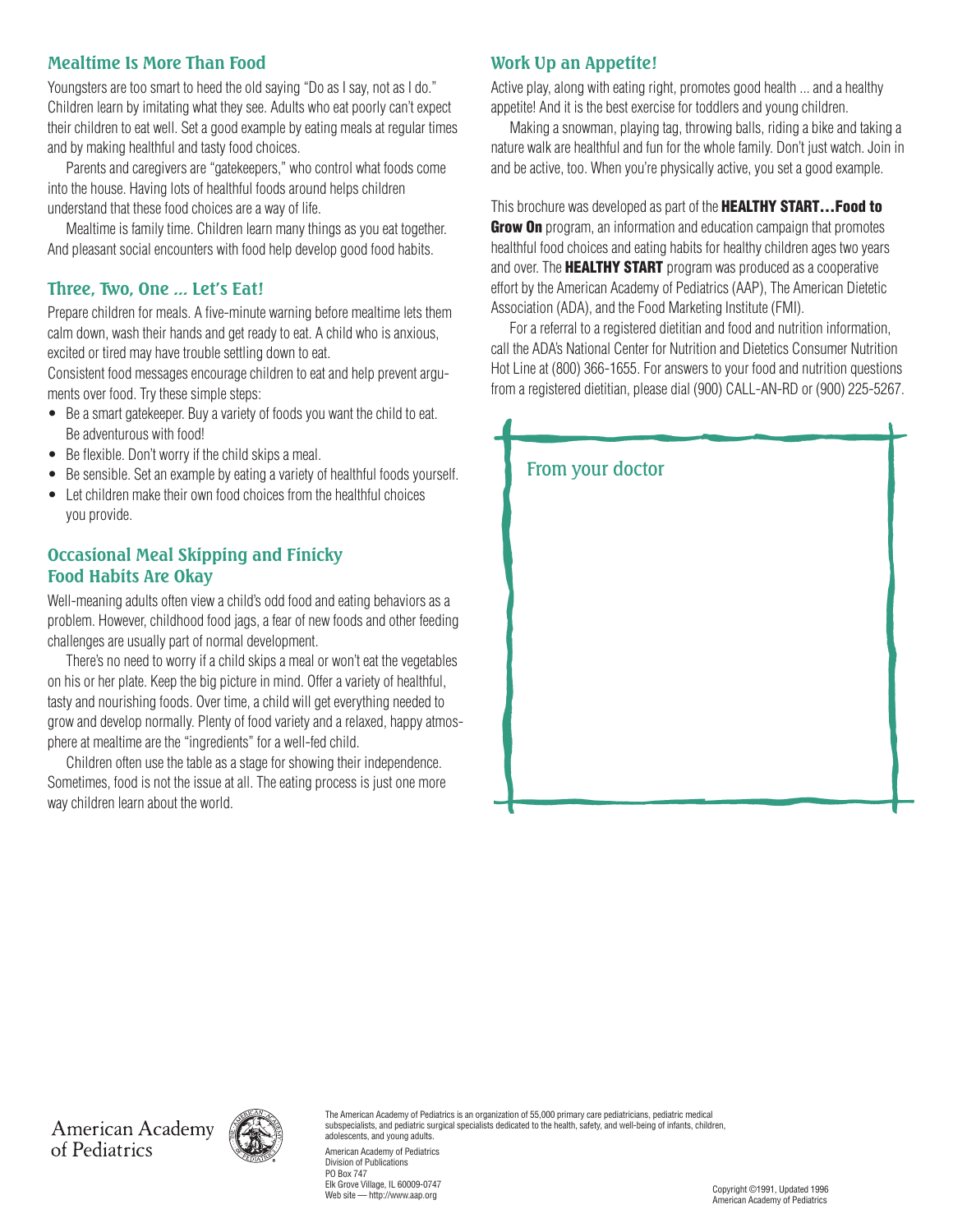## Mealtime Is More Than Food

Youngsters are too smart to heed the old saying "Do as I say, not as I do." Children learn by imitating what they see. Adults who eat poorly can't expect their children to eat well. Set a good example by eating meals at regular times and by making healthful and tasty food choices.

Parents and caregivers are "gatekeepers," who control what foods come into the house. Having lots of healthful foods around helps children understand that these food choices are a way of life.

Mealtime is family time. Children learn many things as you eat together. And pleasant social encounters with food help develop good food habits.

## Three, Two, One ... Let's Eat!

Prepare children for meals. A five-minute warning before mealtime lets them calm down, wash their hands and get ready to eat. A child who is anxious, excited or tired may have trouble settling down to eat.

Consistent food messages encourage children to eat and help prevent arguments over food. Try these simple steps:

- Be a smart gatekeeper. Buy a variety of foods you want the child to eat. Be adventurous with food!
- Be flexible. Don't worry if the child skips a meal.
- Be sensible. Set an example by eating a variety of healthful foods yourself.
- Let children make their own food choices from the healthful choices you provide.

## Occasional Meal Skipping and Finicky Food Habits Are Okay

Well-meaning adults often view a child's odd food and eating behaviors as a problem. However, childhood food jags, a fear of new foods and other feeding challenges are usually part of normal development.

There's no need to worry if a child skips a meal or won't eat the vegetables on his or her plate. Keep the big picture in mind. Offer a variety of healthful, tasty and nourishing foods. Over time, a child will get everything needed to grow and develop normally. Plenty of food variety and a relaxed, happy atmosphere at mealtime are the "ingredients" for a well-fed child.

Children often use the table as a stage for showing their independence. Sometimes, food is not the issue at all. The eating process is just one more way children learn about the world.

## Work Up an Appetite!

Active play, along with eating right, promotes good health ... and a healthy appetite! And it is the best exercise for toddlers and young children.

Making a snowman, playing tag, throwing balls, riding a bike and taking a nature walk are healthful and fun for the whole family. Don't just watch. Join in and be active, too. When you're physically active, you set a good example.

This brochure was developed as part of the **HEALTHY START...Food to Grow On** program, an information and education campaign that promotes healthful food choices and eating habits for healthy children ages two years and over. The **HEALTHY START** program was produced as a cooperative effort by the American Academy of Pediatrics (AAP), The American Dietetic Association (ADA), and the Food Marketing Institute (FMI).

For a referral to a registered dietitian and food and nutrition information, call the ADA's National Center for Nutrition and Dietetics Consumer Nutrition Hot Line at (800) 366-1655. For answers to your food and nutrition questions from a registered dietitian, please dial (900) CALL-AN-RD or (900) 225-5267.

From your doctor

American Academy of Pediatrics

The American Academy of Pediatrics is an organization of 55,000 primary care pediatricians, pediatric medical subspecialists, and pediatric surgical specialists dedicated to the health, safety, and well-being of infants, children, adolescents, and young adults.

American Academy of Pediatrics
Division of Publications
PO Box 747
Elk Grove Village, IL 60009-0747
Web site — http://www.aap.org

Copyright ©1991, Updated 1996
American Academy of Pediatrics